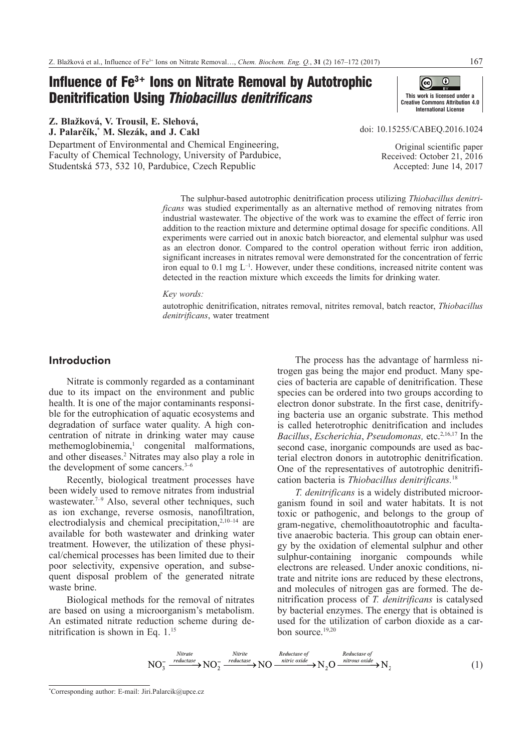# Influence of $Fe^{3+}$ Ions on Nitrate Removal by Autotrophic Denitrification Using *Thiobacillus denitrificans*

This work is licensed under a Creative Commons Attribution 4.0 International License

**Z. Blažková, V. Trousil, E. Slehová, J. Palarčík,* M. Slezák, and J. Cakl**

Department of Environmental and Chemical Engineering, Faculty of Chemical Technology, University of Pardubice, Studentská 573, 532 10, Pardubice, Czech Republic

doi: 10.15255/CABEQ.2016.1024

Original scientific paper
Received: October 21, 2016
Accepted: June 14, 2017

The sulphur-based autotrophic denitrification process utilizing *Thiobacillus denitrificans* was studied experimentally as an alternative method of removing nitrates from industrial wastewater. The objective of the work was to examine the effect of ferric iron addition to the reaction mixture and determine optimal dosage for specific conditions. All experiments were carried out in anoxic batch bioreactor, and elemental sulphur was used as an electron donor. Compared to the control operation without ferric iron addition, significant increases in nitrates removal were demonstrated for the concentration of ferric iron equal to 0.1 mg $L^{-1}$. However, under these conditions, increased nitrite content was detected in the reaction mixture which exceeds the limits for drinking water.

*Key words:*

autotrophic denitrification, nitrates removal, nitrites removal, batch reactor, *Thiobacillus denitrificans*, water treatment

## Introduction

Nitrate is commonly regarded as a contaminant due to its impact on the environment and public health. It is one of the major contaminants responsible for the eutrophication of aquatic ecosystems and degradation of surface water quality. A high concentration of nitrate in drinking water may cause methemoglobinemia,[1] congenital malformations, and other diseases.[2] Nitrates may also play a role in the development of some cancers.[3–6]

Recently, biological treatment processes have been widely used to remove nitrates from industrial wastewater.[7–9] Also, several other techniques, such as ion exchange, reverse osmosis, nanofiltration, electrodialysis and chemical precipitation,[2,10–14] are available for both wastewater and drinking water treatment. However, the utilization of these physical/chemical processes has been limited due to their poor selectivity, expensive operation, and subsequent disposal problem of the generated nitrate waste brine.

Biological methods for the removal of nitrates are based on using a microorganism's metabolism. An estimated nitrate reduction scheme during denitrification is shown in Eq. 1.[15]

The process has the advantage of harmless nitrogen gas being the major end product. Many species of bacteria are capable of denitrification. These species can be ordered into two groups according to electron donor substrate. In the first case, denitrifying bacteria use an organic substrate. This method is called heterotrophic denitrification and includes *Bacillus*, *Escherichia*, *Pseudomonas,* etc.[2,16,17] In the second case, inorganic compounds are used as bacterial electron donors in autotrophic denitrification. One of the representatives of autotrophic denitrification bacteria is *Thiobacillus denitrificans.*[18]

*T. denitrificans* is a widely distributed microorganism found in soil and water habitats. It is not toxic or pathogenic, and belongs to the group of gram-negative, chemolithoautotrophic and facultative anaerobic bacteria. This group can obtain energy by the oxidation of elemental sulphur and other sulphur-containing inorganic compounds while electrons are released. Under anoxic conditions, nitrate and nitrite ions are reduced by these electrons, and molecules of nitrogen gas are formed. The denitrification process of *T. denitrificans* is catalysed by bacterial enzymes. The energy that is obtained is used for the utilization of carbon dioxide as a carbon source.[19,20]

$$NO_3^- \xrightarrow{\text{Nitrate reductase}} NO_2^- \xrightarrow{\text{Nitrite reductase}} NO \xrightarrow{\text{Reductase of nitric oxide}} N_2O \xrightarrow{\text{Reductase of nitrous oxide}} N_2 \qquad (1)$$

*Corresponding author: E-mail: Jiri.Palarcik@upce.cz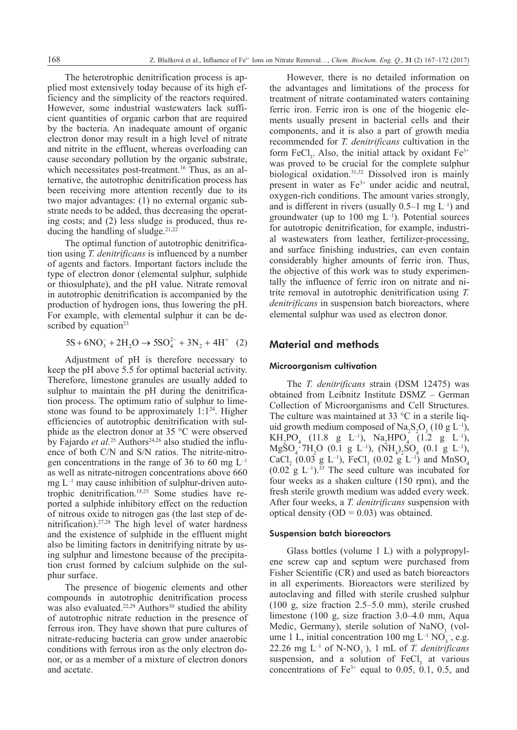The heterotrophic denitrification process is applied most extensively today because of its high efficiency and the simplicity of the reactors required. However, some industrial wastewaters lack sufficient quantities of organic carbon that are required by the bacteria. An inadequate amount of organic electron donor may result in a high level of nitrate and nitrite in the effluent, whereas overloading can cause secondary pollution by the organic substrate, which necessitates post-treatment.[16] Thus, as an alternative, the autotrophic denitrification process has been receiving more attention recently due to its two major advantages: (1) no external organic substrate needs to be added, thus decreasing the operating costs; and (2) less sludge is produced, thus reducing the handling of sludge.[21,22]

The optimal function of autotrophic denitrification using *T. denitrificans* is influenced by a number of agents and factors. Important factors include the type of electron donor (elemental sulphur, sulphide or thiosulphate), and the pH value. Nitrate removal in autotrophic denitrification is accompanied by the production of hydrogen ions, thus lowering the pH. For example, with elemental sulphur it can be described by equation[23]

$$5S + 6NO_3^- + 2H_2O \rightarrow 5SO_4^{2-} + 3N_2 + 4H^+ \quad (2)$$

Adjustment of pH is therefore necessary to keep the pH above 5.5 for optimal bacterial activity. Therefore, limestone granules are usually added to sulphur to maintain the pH during the denitrification process. The optimum ratio of sulphur to limestone was found to be approximately 1:1[24]. Higher efficiencies of autotrophic denitrification with sulphide as the electron donor at 35 °C were observed by Fajardo *et al.*[25] Authors[24,26] also studied the influence of both C/N and S/N ratios. The nitrite-nitrogen concentrations in the range of 36 to 60 mg $L^{-1}$ as well as nitrate-nitrogen concentrations above 660 mg $L^{-1}$ may cause inhibition of sulphur-driven autotrophic denitrification.[18,25] Some studies have reported a sulphide inhibitory effect on the reduction of nitrous oxide to nitrogen gas (the last step of denitrification).[27,28] The high level of water hardness and the existence of sulphide in the effluent might also be limiting factors in denitrifying nitrate by using sulphur and limestone because of the precipitation crust formed by calcium sulphide on the sulphur surface.

The presence of biogenic elements and other compounds in autotrophic denitrification process was also evaluated.[22,29] Authors[30] studied the ability of autotrophic nitrate reduction in the presence of ferrous iron. They have shown that pure cultures of nitrate-reducing bacteria can grow under anaerobic conditions with ferrous iron as the only electron donor, or as a member of a mixture of electron donors and acetate.

However, there is no detailed information on the advantages and limitations of the process for treatment of nitrate contaminated waters containing ferric iron. Ferric iron is one of the biogenic elements usually present in bacterial cells and their components, and it is also a part of growth media recommended for *T. denitrificans* cultivation in the form $FeCl_3$. Also, the initial attack by oxidant $Fe^{3+}$ was proved to be crucial for the complete sulphur biological oxidation.[31,32] Dissolved iron is mainly present in water as $Fe^{3+}$ under acidic and neutral, oxygen-rich conditions. The amount varies strongly, and is different in rivers (usually 0.5–1 mg $L^{-1}$) and groundwater (up to 100 mg $L^{-1}$). Potential sources for autotropic denitrification, for example, industrial wastewaters from leather, fertilizer-processing, and surface finishing industries, can even contain considerably higher amounts of ferric iron. Thus, the objective of this work was to study experimentally the influence of ferric iron on nitrate and nitrite removal in autotrophic denitrification using *T. denitrificans* in suspension batch bioreactors, where elemental sulphur was used as electron donor.

## Material and methods

### Microorganism cultivation

The *T. denitrificans* strain (DSM 12475) was obtained from Leibnitz Institute DSMZ – German Collection of Microorganisms and Cell Structures. The culture was maintained at 33 °C in a sterile liquid growth medium composed of $Na_2S_2O_3$ (10 g $L^{-1}$), $KH_2PO_4$ (11.8 g $L^{-1}$), $Na_2HPO_4$ (1.2 g $L^{-1}$), $MgSO_4 \cdot 7H_2O$ (0.1 g $L^{-1}$), $(NH_4)_2SO_4$ (0.1 g $L^{-1}$), $CaCl_2$ (0.03 g $L^{-1}$), $FeCl_3$ (0.02 g $L^{-1}$) and $MnSO_4$ (0.02 g $L^{-1}$).[33] The seed culture was incubated for four weeks as a shaken culture (150 rpm), and the fresh sterile growth medium was added every week. After four weeks, a *T. denitrificans* suspension with optical density (OD = 0.03) was obtained.

### Suspension batch bioreactors

Glass bottles (volume 1 L) with a polypropylene screw cap and septum were purchased from Fisher Scientific (CR) and used as batch bioreactors in all experiments. Bioreactors were sterilized by autoclaving and filled with sterile crushed sulphur (100 g, size fraction 2.5–5.0 mm), sterile crushed limestone (100 g, size fraction 3.0–4.0 mm, Aqua Medic, Germany), sterile solution of $NaNO_3$ (volume 1 L, initial concentration 100 mg $L^{-1}$ $NO_3^-$, e.g. 22.26 mg $L^{-1}$ of N-$NO_3^-$), 1 mL of *T. denitrificans* suspension, and a solution of $FeCl_3$ at various concentrations of $Fe^{3+}$ equal to 0.05, 0.1, 0.5, and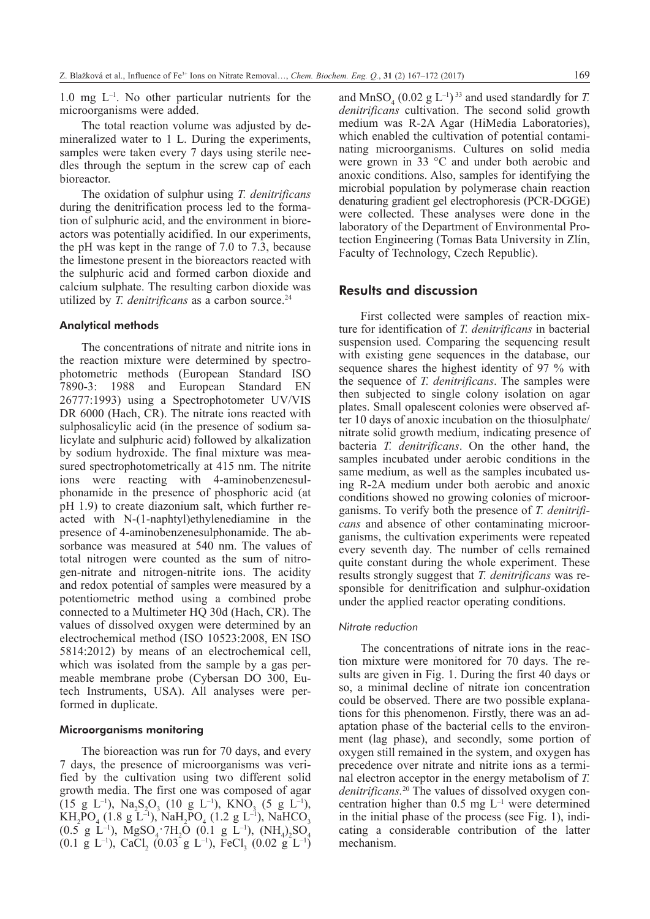1.0 mg $L^{-1}$. No other particular nutrients for the microorganisms were added.

The total reaction volume was adjusted by demineralized water to 1 L. During the experiments, samples were taken every 7 days using sterile needles through the septum in the screw cap of each bioreactor.

The oxidation of sulphur using *T. denitrificans* during the denitrification process led to the formation of sulphuric acid, and the environment in bioreactors was potentially acidified. In our experiments, the pH was kept in the range of 7.0 to 7.3, because the limestone present in the bioreactors reacted with the sulphuric acid and formed carbon dioxide and calcium sulphate. The resulting carbon dioxide was utilized by *T. denitrificans* as a carbon source.[24]

### Analytical methods

The concentrations of nitrate and nitrite ions in the reaction mixture were determined by spectrophotometric methods (European Standard ISO 7890-3: 1988 and European Standard EN 26777:1993) using a Spectrophotometer UV/VIS DR 6000 (Hach, CR). The nitrate ions reacted with sulphosalicylic acid (in the presence of sodium salicylate and sulphuric acid) followed by alkalization by sodium hydroxide. The final mixture was measured spectrophotometrically at 415 nm. The nitrite ions were reacting with 4-aminobenzenesulphonamide in the presence of phosphoric acid (at pH 1.9) to create diazonium salt, which further reacted with N-(1-naphtyl)ethylenediamine in the presence of 4-aminobenzenesulphonamide. The absorbance was measured at 540 nm. The values of total nitrogen were counted as the sum of nitrogen-nitrate and nitrogen-nitrite ions. The acidity and redox potential of samples were measured by a potentiometric method using a combined probe connected to a Multimeter HQ 30d (Hach, CR). The values of dissolved oxygen were determined by an electrochemical method (ISO 10523:2008, EN ISO 5814:2012) by means of an electrochemical cell, which was isolated from the sample by a gas permeable membrane probe (Cybersan DO 300, Eutech Instruments, USA). All analyses were performed in duplicate.

### Microorganisms monitoring

The bioreaction was run for 70 days, and every 7 days, the presence of microorganisms was verified by the cultivation using two different solid growth media. The first one was composed of agar (15 g $L^{-1}$), $Na_2S_2O_3$ (10 g $L^{-1}$), $KNO_3$ (5 g $L^{-1}$), $KH_2PO_4$ (1.8 g $L^{-1}$), $NaH_2PO_4$ (1.2 g $L^{-1}$), $NaHCO_3$ (0.5 g $L^{-1}$), $MgSO_4 \cdot 7H_2O$ (0.1 g $L^{-1}$), $(NH_4)_2SO_4$ (0.1 g $L^{-1}$), $CaCl_2$ (0.03 g $L^{-1}$), $FeCl_3$ (0.02 g $L^{-1}$) and $MnSO_4$ (0.02 g $L^{-1}$)[33] and used standardly for *T. denitrificans* cultivation. The second solid growth medium was R-2A Agar (HiMedia Laboratories), which enabled the cultivation of potential contaminating microorganisms. Cultures on solid media were grown in 33 °C and under both aerobic and anoxic conditions. Also, samples for identifying the microbial population by polymerase chain reaction denaturing gradient gel electrophoresis (PCR-DGGE) were collected. These analyses were done in the laboratory of the Department of Environmental Protection Engineering (Tomas Bata University in Zlín, Faculty of Technology, Czech Republic).

## Results and discussion

First collected were samples of reaction mixture for identification of *T. denitrificans* in bacterial suspension used. Comparing the sequencing result with existing gene sequences in the database, our sequence shares the highest identity of 97 % with the sequence of *T. denitrificans*. The samples were then subjected to single colony isolation on agar plates. Small opalescent colonies were observed after 10 days of anoxic incubation on the thiosulphate/nitrate solid growth medium, indicating presence of bacteria *T. denitrificans*. On the other hand, the samples incubated under aerobic conditions in the same medium, as well as the samples incubated using R-2A medium under both aerobic and anoxic conditions showed no growing colonies of microorganisms. To verify both the presence of *T. denitrificans* and absence of other contaminating microorganisms, the cultivation experiments were repeated every seventh day. The number of cells remained quite constant during the whole experiment. These results strongly suggest that *T. denitrificans* was responsible for denitrification and sulphur-oxidation under the applied reactor operating conditions.

### *Nitrate reduction*

The concentrations of nitrate ions in the reaction mixture were monitored for 70 days. The results are given in Fig. 1. During the first 40 days or so, a minimal decline of nitrate ion concentration could be observed. There are two possible explanations for this phenomenon. Firstly, there was an adaptation phase of the bacterial cells to the environment (lag phase), and secondly, some portion of oxygen still remained in the system, and oxygen has precedence over nitrate and nitrite ions as a terminal electron acceptor in the energy metabolism of *T. denitrificans.*[20] The values of dissolved oxygen concentration higher than 0.5 mg $L^{-1}$ were determined in the initial phase of the process (see Fig. 1), indicating a considerable contribution of the latter mechanism.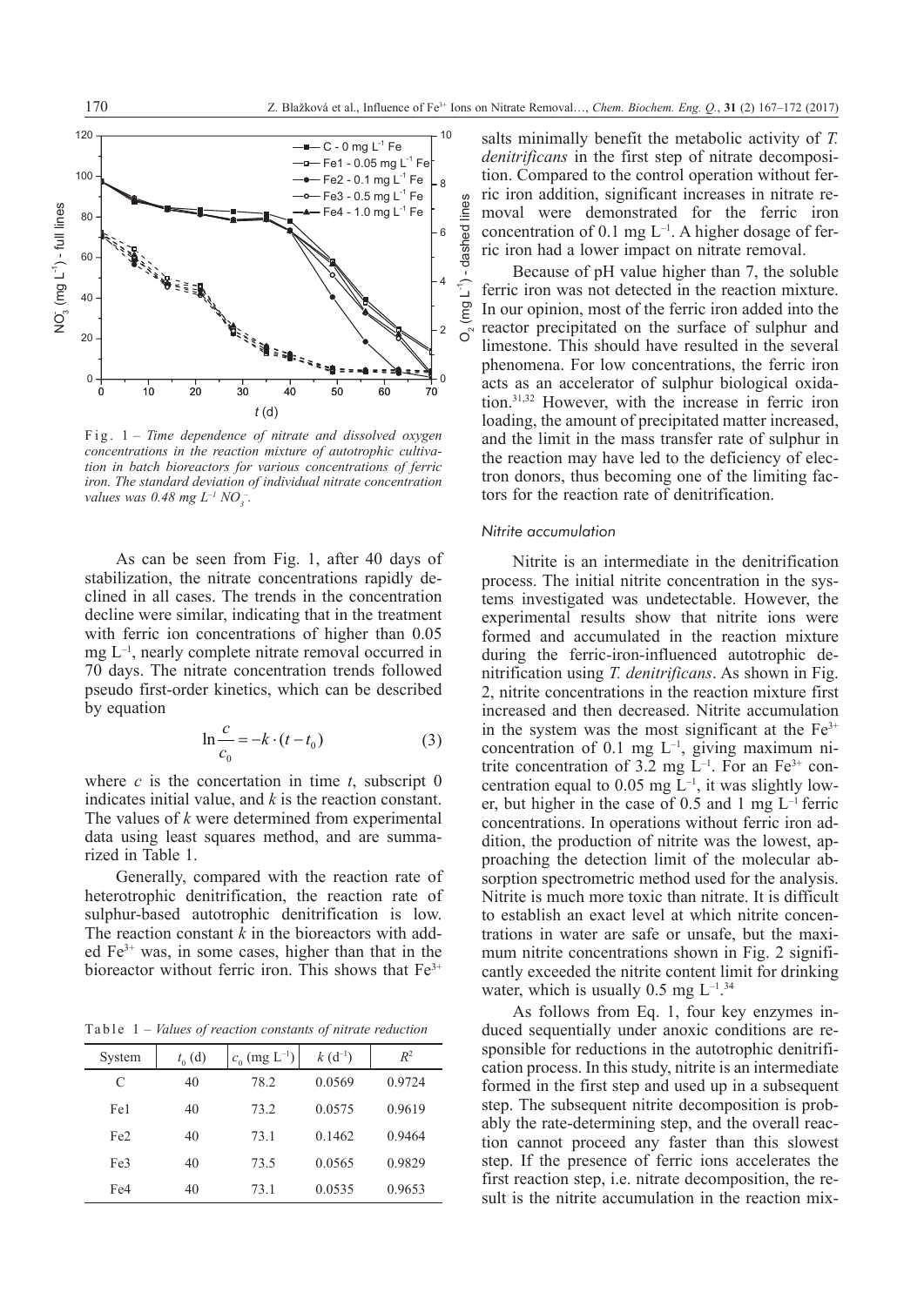Fig. 1 – *Time dependence of nitrate and dissolved oxygen concentrations in the reaction mixture of autotrophic cultivation in batch bioreactors for various concentrations of ferric iron. The standard deviation of individual nitrate concentration values was 0.48 mg $L^{-1}$ $NO_3^-$.*

As can be seen from Fig. 1, after 40 days of stabilization, the nitrate concentrations rapidly declined in all cases. The trends in the concentration decline were similar, indicating that in the treatment with ferric ion concentrations of higher than 0.05 mg $L^{-1}$, nearly complete nitrate removal occurred in 70 days. The nitrate concentration trends followed pseudo first-order kinetics, which can be described by equation

$$\ln \frac{c}{c_0} = -k \cdot (t - t_0) \quad (3)$$

where $c$ is the concertation in time $t$, subscript 0 indicates initial value, and $k$ is the reaction constant. The values of $k$ were determined from experimental data using least squares method, and are summarized in Table 1.

Generally, compared with the reaction rate of heterotrophic denitrification, the reaction rate of sulphur-based autotrophic denitrification is low. The reaction constant $k$ in the bioreactors with added $Fe^{3+}$ was, in some cases, higher than that in the bioreactor without ferric iron. This shows that $Fe^{3+}$ salts minimally benefit the metabolic activity of *T. denitrificans* in the first step of nitrate decomposition. Compared to the control operation without ferric iron addition, significant increases in nitrate removal were demonstrated for the ferric iron concentration of 0.1 mg $L^{-1}$. A higher dosage of ferric iron had a lower impact on nitrate removal.

Table 1 – *Values of reaction constants of nitrate reduction*

| System | $t_0$ (d) | $c_0$ (mg $L^{-1}$) | $k$ ($d^{-1}$) | $R^2$ |
|---|---|---|---|---|
| C | 40 | 78.2 | 0.0569 | 0.9724 |
| Fe1 | 40 | 73.2 | 0.0575 | 0.9619 |
| Fe2 | 40 | 73.1 | 0.1462 | 0.9464 |
| Fe3 | 40 | 73.5 | 0.0565 | 0.9829 |
| Fe4 | 40 | 73.1 | 0.0535 | 0.9653 |

Because of pH value higher than 7, the soluble ferric iron was not detected in the reaction mixture. In our opinion, most of the ferric iron added into the reactor precipitated on the surface of sulphur and limestone. This should have resulted in the several phenomena. For low concentrations, the ferric iron acts as an accelerator of sulphur biological oxidation.[31,32] However, with the increase in ferric iron loading, the amount of precipitated matter increased, and the limit in the mass transfer rate of sulphur in the reaction may have led to the deficiency of electron donors, thus becoming one of the limiting factors for the reaction rate of denitrification.

### Nitrite accumulation

Nitrite is an intermediate in the denitrification process. The initial nitrite concentration in the systems investigated was undetectable. However, the experimental results show that nitrite ions were formed and accumulated in the reaction mixture during the ferric-iron-influenced autotrophic denitrification using *T. denitrificans*. As shown in Fig. 2, nitrite concentrations in the reaction mixture first increased and then decreased. Nitrite accumulation in the system was the most significant at the $Fe^{3+}$ concentration of 0.1 mg $L^{-1}$, giving maximum nitrite concentration of 3.2 mg $L^{-1}$. For an $Fe^{3+}$ concentration equal to 0.05 mg $L^{-1}$, it was slightly lower, but higher in the case of 0.5 and 1 mg $L^{-1}$ ferric concentrations. In operations without ferric iron addition, the production of nitrite was the lowest, approaching the detection limit of the molecular absorption spectrometric method used for the analysis. Nitrite is much more toxic than nitrate. It is difficult to establish an exact level at which nitrite concentrations in water are safe or unsafe, but the maximum nitrite concentrations shown in Fig. 2 significantly exceeded the nitrite content limit for drinking water, which is usually 0.5 mg $L^{-1}$.[34]

As follows from Eq. 1, four key enzymes induced sequentially under anoxic conditions are responsible for reductions in the autotrophic denitrification process. In this study, nitrite is an intermediate formed in the first step and used up in a subsequent step. The subsequent nitrite decomposition is probably the rate-determining step, and the overall reaction cannot proceed any faster than this slowest step. If the presence of ferric ions accelerates the first reaction step, i.e. nitrate decomposition, the result is the nitrite accumulation in the reaction mix-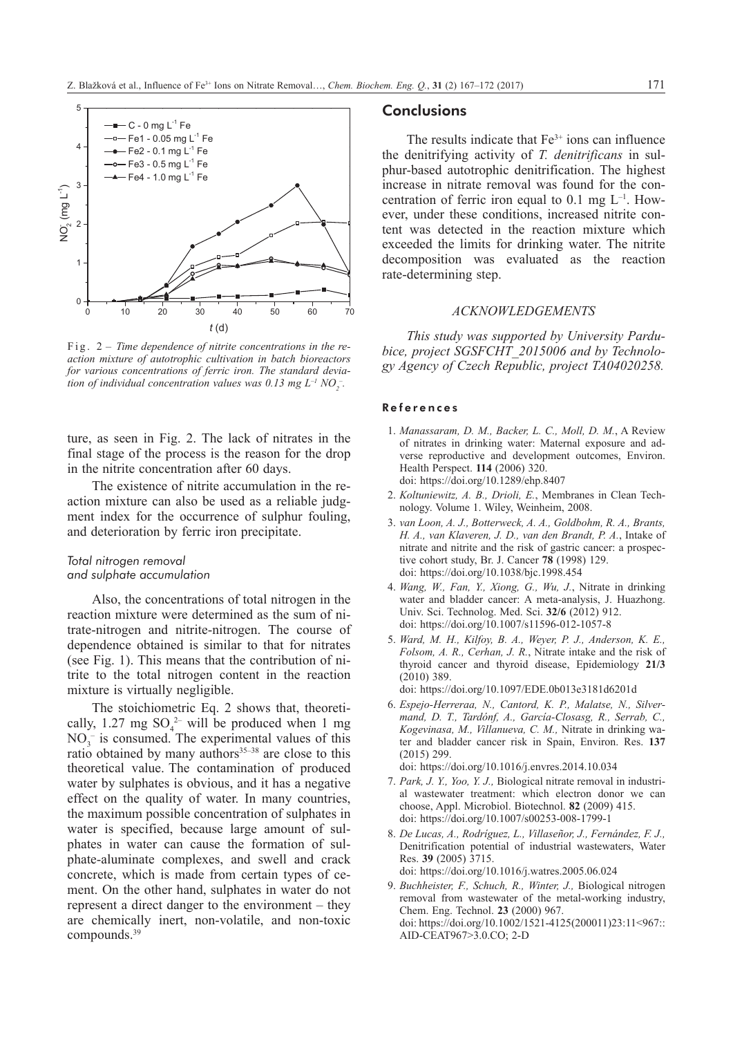Fig. 2 – *Time dependence of nitrite concentrations in the reaction mixture of autotrophic cultivation in batch bioreactors for various concentrations of ferric iron. The standard deviation of individual concentration values was 0.13 mg $L^{-1}$ $NO_2^-$.*

ture, as seen in Fig. 2. The lack of nitrates in the final stage of the process is the reason for the drop in the nitrite concentration after 60 days.

The existence of nitrite accumulation in the reaction mixture can also be used as a reliable judgment index for the occurrence of sulphur fouling, and deterioration by ferric iron precipitate.

### Total nitrogen removal and sulphate accumulation

Also, the concentrations of total nitrogen in the reaction mixture were determined as the sum of nitrate-nitrogen and nitrite-nitrogen. The course of dependence obtained is similar to that for nitrates (see Fig. 1). This means that the contribution of nitrite to the total nitrogen content in the reaction mixture is virtually negligible.

The stoichiometric Eq. 2 shows that, theoretically, 1.27 mg $SO_4^{2-}$ will be produced when 1 mg $NO_3^-$ is consumed. The experimental values of this ratio obtained by many authors[35–38] are close to this theoretical value. The contamination of produced water by sulphates is obvious, and it has a negative effect on the quality of water. In many countries, the maximum possible concentration of sulphates in water is specified, because large amount of sulphates in water can cause the formation of sulphate-aluminate complexes, and swell and crack concrete, which is made from certain types of cement. On the other hand, sulphates in water do not represent a direct danger to the environment – they are chemically inert, non-volatile, and non-toxic compounds.[39]

## Conclusions

The results indicate that $Fe^{3+}$ ions can influence the denitrifying activity of *T. denitrificans* in sulphur-based autotrophic denitrification. The highest increase in nitrate removal was found for the concentration of ferric iron equal to 0.1 mg $L^{-1}$. However, under these conditions, increased nitrite content was detected in the reaction mixture which exceeded the limits for drinking water. The nitrite decomposition was evaluated as the reaction rate-determining step.

### ACKNOWLEDGEMENTS

*This study was supported by University Pardubice, project SGSFCHT_2015006 and by Technology Agency of Czech Republic, project TA04020258.*

## References

1. *Manassaram, D. M., Backer, L. C., Moll, D. M.*, A Review of nitrates in drinking water: Maternal exposure and adverse reproductive and development outcomes, Environ. Health Perspect. **114** (2006) 320. doi: https://doi.org/10.1289/ehp.8407
2. *Koltuniewitz, A. B., Drioli, E.*, Membranes in Clean Technology. Volume 1. Wiley, Weinheim, 2008.
3. *van Loon, A. J., Botterweck, A. A., Goldbohm, R. A., Brants, H. A., van Klaveren, J. D., van den Brandt, P. A.*, Intake of nitrate and nitrite and the risk of gastric cancer: a prospective cohort study, Br. J. Cancer **78** (1998) 129. doi: https://doi.org/10.1038/bjc.1998.454
4. *Wang, W., Fan, Y., Xiong, G., Wu, J.*, Nitrate in drinking water and bladder cancer: A meta-analysis, J. Huazhong. Univ. Sci. Technolog. Med. Sci. **32/6** (2012) 912. doi: https://doi.org/10.1007/s11596-012-1057-8
5. *Ward, M. H., Kilfoy, B. A., Weyer, P. J., Anderson, K. E., Folsom, A. R., Cerhan, J. R.*, Nitrate intake and the risk of thyroid cancer and thyroid disease, Epidemiology **21/3** (2010) 389. doi: https://doi.org/10.1097/EDE.0b013e3181d6201d
6. *Espejo-Herreraa, N., Cantord, K. P., Malatse, N., Silvermand, D. T., Tardónf, A., García-Closasg, R., Serrab, C., Kogevinasa, M., Villanueva, C. M.,* Nitrate in drinking water and bladder cancer risk in Spain, Environ. Res. **137** (2015) 299. doi: https://doi.org/10.1016/j.envres.2014.10.034
7. *Park, J. Y., Yoo, Y. J.,* Biological nitrate removal in industrial wastewater treatment: which electron donor we can choose, Appl. Microbiol. Biotechnol. **82** (2009) 415. doi: https://doi.org/10.1007/s00253-008-1799-1
8. *De Lucas, A., Rodríguez, L., Villaseñor, J., Fernández, F. J.,* Denitrification potential of industrial wastewaters, Water Res. **39** (2005) 3715. doi: https://doi.org/10.1016/j.watres.2005.06.024
9. *Buchheister, F., Schuch, R., Winter, J.,* Biological nitrogen removal from wastewater of the metal-working industry, Chem. Eng. Technol. **23** (2000) 967. doi: https://doi.org/10.1002/1521-4125(200011)23:11<967::AID-CEAT967>3.0.CO; 2-D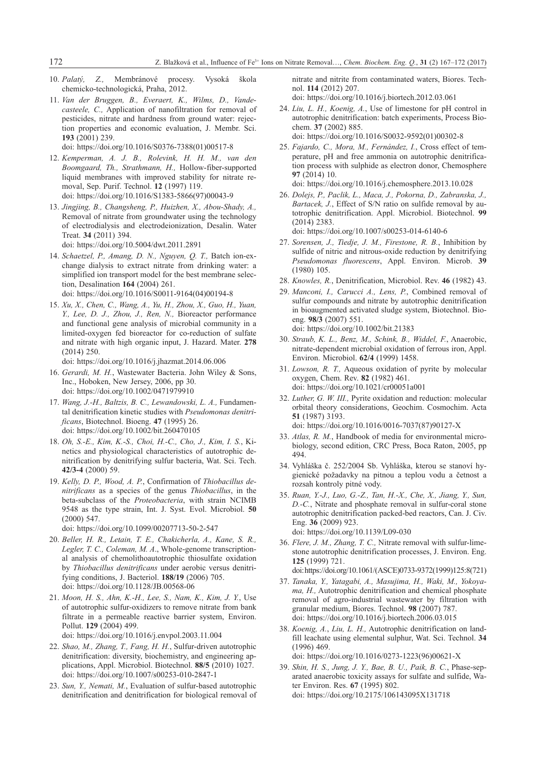10. *Palatý, Z.,* Membránové procesy. Vysoká škola chemicko-technologická, Praha, 2012.
11. *Van der Bruggen, B., Everaert, K., Wilms, D., Vandecasteele, C.,* Application of nanofiltration for removal of pesticides, nitrate and hardness from ground water: rejection properties and economic evaluation, J. Membr. Sci. **193** (2001) 239.
doi: https://doi.org/10.1016/S0376-7388(01)00517-8
12. *Kemperman, A. J. B., Rolevink, H. H. M., van den Boomgaard, Th., Strathmann, H.,* Hollow-fiber-supported liquid membranes with improved stability for nitrate removal, Sep. Purif. Technol. **12** (1997) 119.
doi: https://doi.org/10.1016/S1383-5866(97)00043-9
13. *Jingjing, B., Changsheng, P., Huizhen, X., Abou-Shady, A.,* Removal of nitrate from groundwater using the technology of electrodialysis and electrodeionization, Desalin. Water Treat. **34** (2011) 394.
doi: https://doi.org/10.5004/dwt.2011.2891
14. *Schaetzel, P., Amang, D. N., Nguyen, Q. T.,* Batch ion-exchange dialysis to extract nitrate from drinking water: a simplified ion transport model for the best membrane selection, Desalination **164** (2004) 261.
doi: https://doi.org/10.1016/S0011-9164(04)00194-8
15. *Xu, X., Chen, C., Wang, A., Yu, H., Zhou, X., Guo, H., Yuan, Y., Lee, D. J., Zhou, J., Ren, N.,* Bioreactor performance and functional gene analysis of microbial community in a limited-oxygen fed bioreactor for co-reduction of sulfate and nitrate with high organic input, J. Hazard. Mater. **278** (2014) 250.
doi: https://doi.org/10.1016/j.jhazmat.2014.06.006
16. *Gerardi, M. H.*, Wastewater Bacteria. John Wiley & Sons, Inc., Hoboken, New Jersey, 2006, pp 30.
doi: https://doi.org/10.1002/0471979910
17. *Wang, J.-H., Baltzis, B. C., Lewandowski, L. A.,* Fundamental denitrification kinetic studies with *Pseudomonas denitrificans*, Biotechnol. Bioeng. **47** (1995) 26.
doi: https://doi.org/10.1002/bit.260470105
18. *Oh, S.-E., Kim, K.-S., Choi, H.-C., Cho, J., Kim, I. S.*, Kinetics and physiological characteristics of autotrophic denitrification by denitrifying sulfur bacteria, Wat. Sci. Tech. **42/3-4** (2000) 59.
19. *Kelly, D. P., Wood, A. P.*, Confirmation of *Thiobacillus denitrificans* as a species of the genus *Thiobacillus*, in the beta-subclass of the *Proteobacteria*, with strain NCIMB 9548 as the type strain, Int. J. Syst. Evol. Microbiol. **50** (2000) 547.
doi: https://doi.org/10.1099/00207713-50-2-547
20. *Beller, H. R., Letain, T. E., Chakicherla, A., Kane, S. R., Legler, T. C., Coleman, M. A*., Whole-genome transcriptional analysis of chemolithoautotrophic thiosulfate oxidation by *Thiobacillus denitrificans* under aerobic versus denitrifying conditions, J. Bacteriol. **188/19** (2006) 705.
doi: https://doi.org/10.1128/JB.00568-06
21. *Moon, H. S., Ahn, K.-H., Lee, S., Nam, K., Kim, J. Y.*, Use of autotrophic sulfur-oxidizers to remove nitrate from bank filtrate in a permeable reactive barrier system, Environ. Pollut. **129** (2004) 499.
doi: https://doi.org/10.1016/j.envpol.2003.11.004
22. *Shao, M., Zhang, T., Fang, H. H.*, Sulfur-driven autotrophic denitrification: diversity, biochemistry, and engineering applications, Appl. Microbiol. Biotechnol. **88/5** (2010) 1027.
doi: https://doi.org/10.1007/s00253-010-2847-1
23. *Sun, Y., Nemati, M.*, Evaluation of sulfur-based autotrophic denitrification and denitrification for biological removal of nitrate and nitrite from contaminated waters, Biores. Technol. **114** (2012) 207.
doi: https://doi.org/10.1016/j.biortech.2012.03.061
24. *Liu, L. H., Koenig, A.*, Use of limestone for pH control in autotrophic denitrification: batch experiments, Process Biochem. **37** (2002) 885.
doi: https://doi.org/10.1016/S0032-9592(01)00302-8
25. *Fajardo, C., Mora, M., Fernández, I.*, Cross effect of temperature, pH and free ammonia on autotrophic denitrification process with sulphide as electron donor, Chemosphere **97** (2014) 10.
doi: https://doi.org/10.1016/j.chemosphere.2013.10.028
26. *Dolejs, P., Paclik, L., Maca, J., Pokorna, D., Zabranska, J., Bartacek, J.*, Effect of S/N ratio on sulfide removal by autotrophic denitrification. Appl. Microbiol. Biotechnol. **99** (2014) 2383.
doi: https://doi.org/10.1007/s00253-014-6140-6
27. *Sorensen, J., Tiedje, J. M., Firestone, R. B.*, Inhibition by sulfide of nitric and nitrous-oxide reduction by denitrifying *Pseudomonas fluorescens*, Appl. Environ. Microb. **39** (1980) 105.
28. *Knowles, R.*, Denitrification, Microbiol. Rev. **46** (1982) 43.
29. *Manconi, I., Carucci A., Lens, P.*, Combined removal of sulfur compounds and nitrate by autotrophic denitrification in bioaugmented activated sludge system, Biotechnol. Bioeng. **98/3** (2007) 551.
doi: https://doi.org/10.1002/bit.21383
30. *Straub, K. L., Benz, M., Schink, B., Widdel, F.*, Anaerobic, nitrate-dependent microbial oxidation of ferrous iron, Appl. Environ. Microbiol. **62/4** (1999) 1458.
31. *Lowson, R. T.,* Aqueous oxidation of pyrite by molecular oxygen, Chem. Rev. **82** (1982) 461.
doi: https://doi.org/10.1021/cr00051a001
32. *Luther, G. W. III.,* Pyrite oxidation and reduction: molecular orbital theory considerations, Geochim. Cosmochim. Acta **51** (1987) 3193.
doi: https://doi.org/10.1016/0016-7037(87)90127-X
33. *Atlas, R. M.*, Handbook of media for environmental microbiology, second edition, CRC Press, Boca Raton, 2005, pp 494.
34. Vyhláška č. 252/2004 Sb. Vyhláška, kterou se stanoví hygienické požadavky na pitnou a teplou vodu a četnost a rozsah kontroly pitné vody.
35. *Ruan, Y.-J., Luo, G.-Z., Tan, H.-X., Che, X., Jiang, Y., Sun, D.-C.*, Nitrate and phosphate removal in sulfur-coral stone autotrophic denitrification packed-bed reactors, Can. J. Civ. Eng. **36** (2009) 923.
doi: https://doi.org/10.1139/L09-030
36. *Flere, J. M., Zhang, T. C.,* Nitrate removal with sulfur-limestone autotrophic denitrification processes, J. Environ. Eng. **125** (1999) 721.
doi:https://doi.org/10.1061/(ASCE)0733-9372(1999)125:8(721)
37. *Tanaka, Y., Yatagabi, A., Masujima, H., Waki, M., Yokoyama, H.,* Autotrophic denitrification and chemical phosphate removal of agro-industrial wastewater by filtration with granular medium, Biores. Technol. **98** (2007) 787.
doi: https://doi.org/10.1016/j.biortech.2006.03.015
38. *Koenig, A.*, *Liu, L. H.,* Autotrophic denitrification on landfill leachate using elemental sulphur, Wat. Sci. Technol. **34** (1996) 469.
doi: https://doi.org/10.1016/0273-1223(96)00621-X
39. *Shin, H. S., Jung, J. Y., Bae, B. U., Paik, B. C.*, Phase-separated anaerobic toxicity assays for sulfate and sulfide, Water Environ. Res. **67** (1995) 802.
doi: https://doi.org/10.2175/106143095X131718